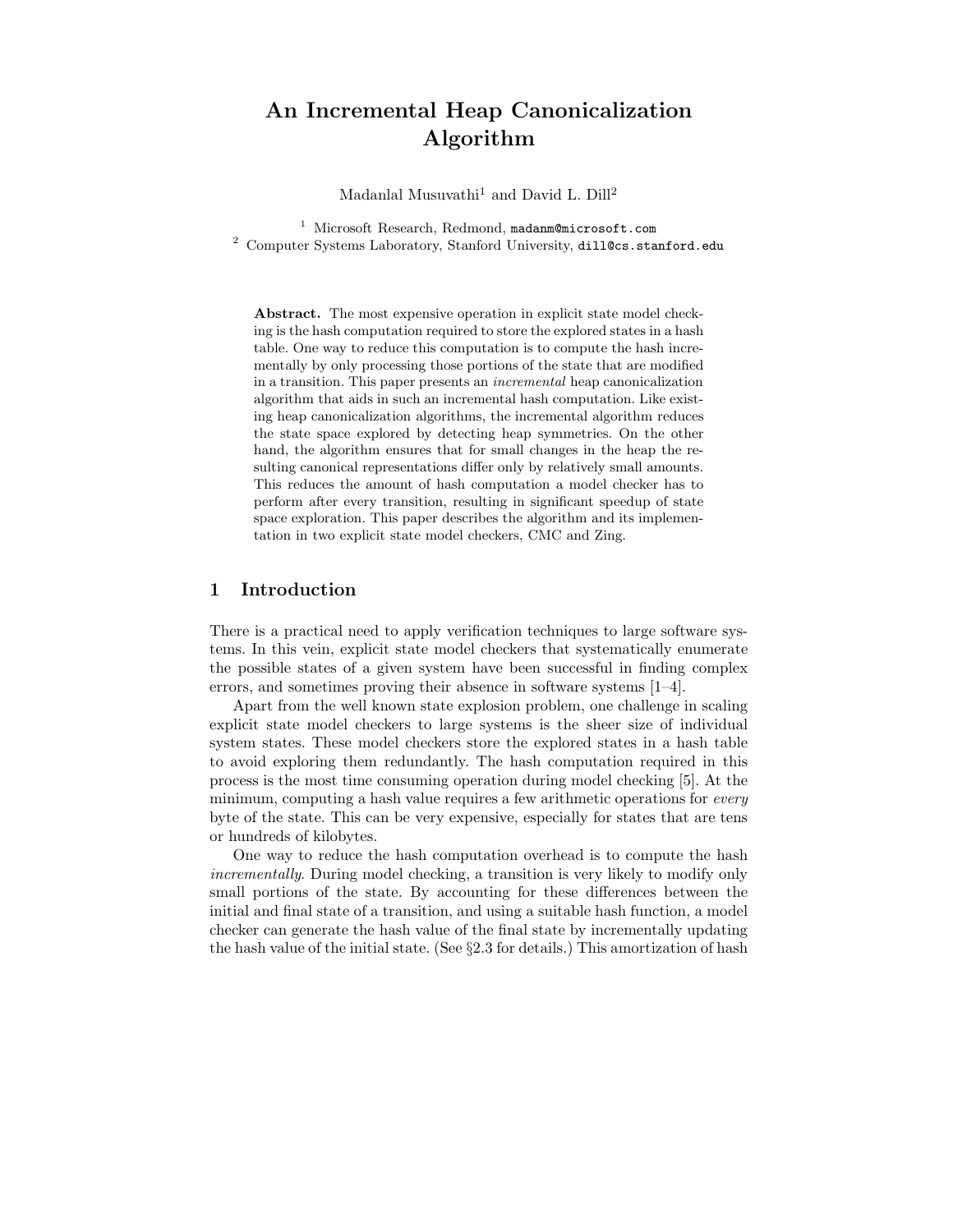# An Incremental Heap Canonicalization Algorithm

Madanlal Musuvathi[1] and David L. Dill[2]

[1] Microsoft Research, Redmond, madanm@microsoft.com
[2] Computer Systems Laboratory, Stanford University, dill@cs.stanford.edu

**Abstract.** The most expensive operation in explicit state model checking is the hash computation required to store the explored states in a hash table. One way to reduce this computation is to compute the hash incrementally by only processing those portions of the state that are modified in a transition. This paper presents an *incremental* heap canonicalization algorithm that aids in such an incremental hash computation. Like existing heap canonicalization algorithms, the incremental algorithm reduces the state space explored by detecting heap symmetries. On the other hand, the algorithm ensures that for small changes in the heap the resulting canonical representations differ only by relatively small amounts. This reduces the amount of hash computation a model checker has to perform after every transition, resulting in significant speedup of state space exploration. This paper describes the algorithm and its implementation in two explicit state model checkers, CMC and Zing.

## 1 Introduction

There is a practical need to apply verification techniques to large software systems. In this vein, explicit state model checkers that systematically enumerate the possible states of a given system have been successful in finding complex errors, and sometimes proving their absence in software systems [1–4].

Apart from the well known state explosion problem, one challenge in scaling explicit state model checkers to large systems is the sheer size of individual system states. These model checkers store the explored states in a hash table to avoid exploring them redundantly. The hash computation required in this process is the most time consuming operation during model checking [5]. At the minimum, computing a hash value requires a few arithmetic operations for *every* byte of the state. This can be very expensive, especially for states that are tens or hundreds of kilobytes.

One way to reduce the hash computation overhead is to compute the hash *incrementally*. During model checking, a transition is very likely to modify only small portions of the state. By accounting for these differences between the initial and final state of a transition, and using a suitable hash function, a model checker can generate the hash value of the final state by incrementally updating the hash value of the initial state. (See §2.3 for details.) This amortization of hash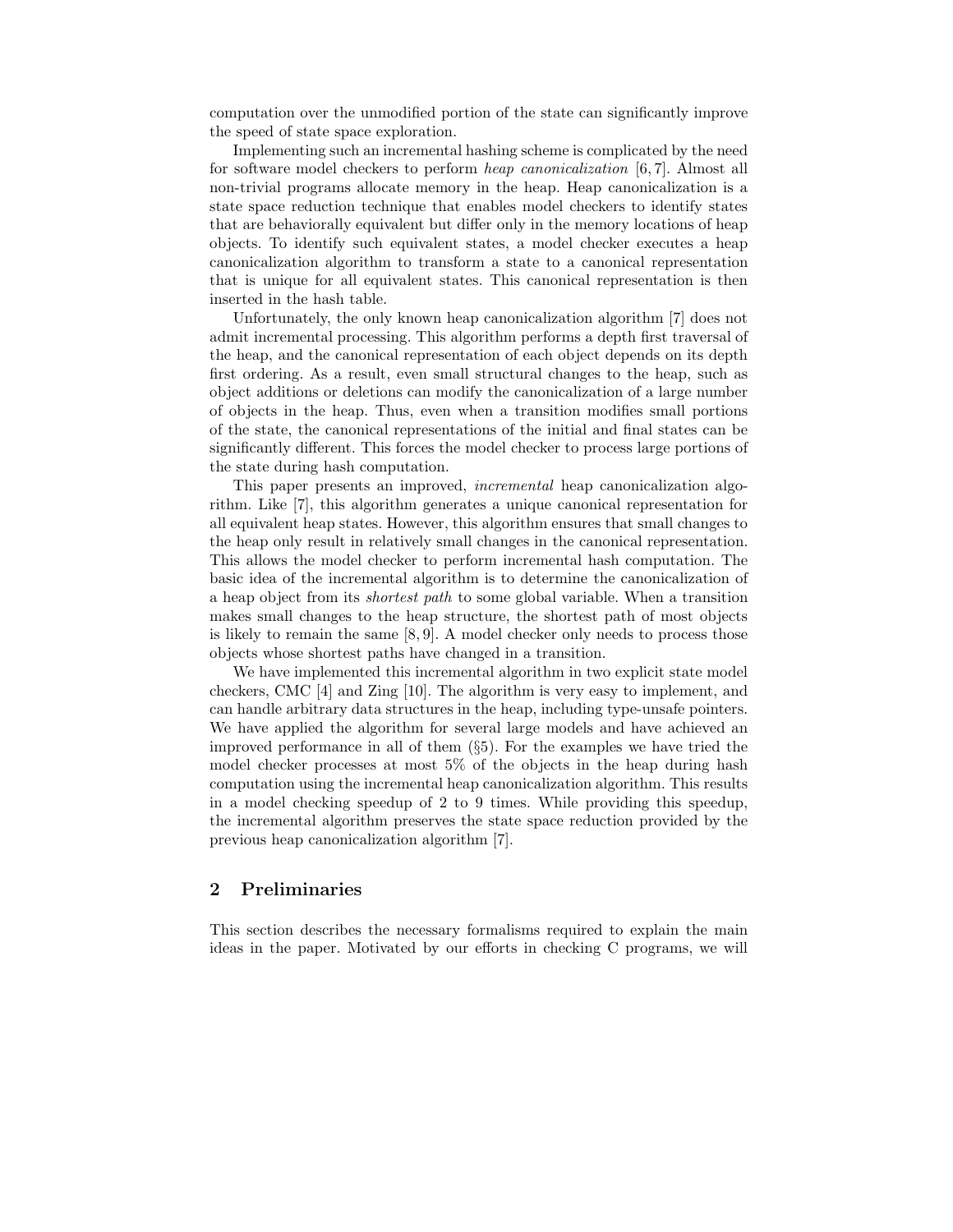computation over the unmodified portion of the state can significantly improve the speed of state space exploration.

Implementing such an incremental hashing scheme is complicated by the need for software model checkers to perform *heap canonicalization* [6, 7]. Almost all non-trivial programs allocate memory in the heap. Heap canonicalization is a state space reduction technique that enables model checkers to identify states that are behaviorally equivalent but differ only in the memory locations of heap objects. To identify such equivalent states, a model checker executes a heap canonicalization algorithm to transform a state to a canonical representation that is unique for all equivalent states. This canonical representation is then inserted in the hash table.

Unfortunately, the only known heap canonicalization algorithm [7] does not admit incremental processing. This algorithm performs a depth first traversal of the heap, and the canonical representation of each object depends on its depth first ordering. As a result, even small structural changes to the heap, such as object additions or deletions can modify the canonicalization of a large number of objects in the heap. Thus, even when a transition modifies small portions of the state, the canonical representations of the initial and final states can be significantly different. This forces the model checker to process large portions of the state during hash computation.

This paper presents an improved, *incremental* heap canonicalization algorithm. Like [7], this algorithm generates a unique canonical representation for all equivalent heap states. However, this algorithm ensures that small changes to the heap only result in relatively small changes in the canonical representation. This allows the model checker to perform incremental hash computation. The basic idea of the incremental algorithm is to determine the canonicalization of a heap object from its *shortest path* to some global variable. When a transition makes small changes to the heap structure, the shortest path of most objects is likely to remain the same [8, 9]. A model checker only needs to process those objects whose shortest paths have changed in a transition.

We have implemented this incremental algorithm in two explicit state model checkers, CMC [4] and Zing [10]. The algorithm is very easy to implement, and can handle arbitrary data structures in the heap, including type-unsafe pointers. We have applied the algorithm for several large models and have achieved an improved performance in all of them (§5). For the examples we have tried the model checker processes at most 5% of the objects in the heap during hash computation using the incremental heap canonicalization algorithm. This results in a model checking speedup of 2 to 9 times. While providing this speedup, the incremental algorithm preserves the state space reduction provided by the previous heap canonicalization algorithm [7].

## 2 Preliminaries

This section describes the necessary formalisms required to explain the main ideas in the paper. Motivated by our efforts in checking C programs, we will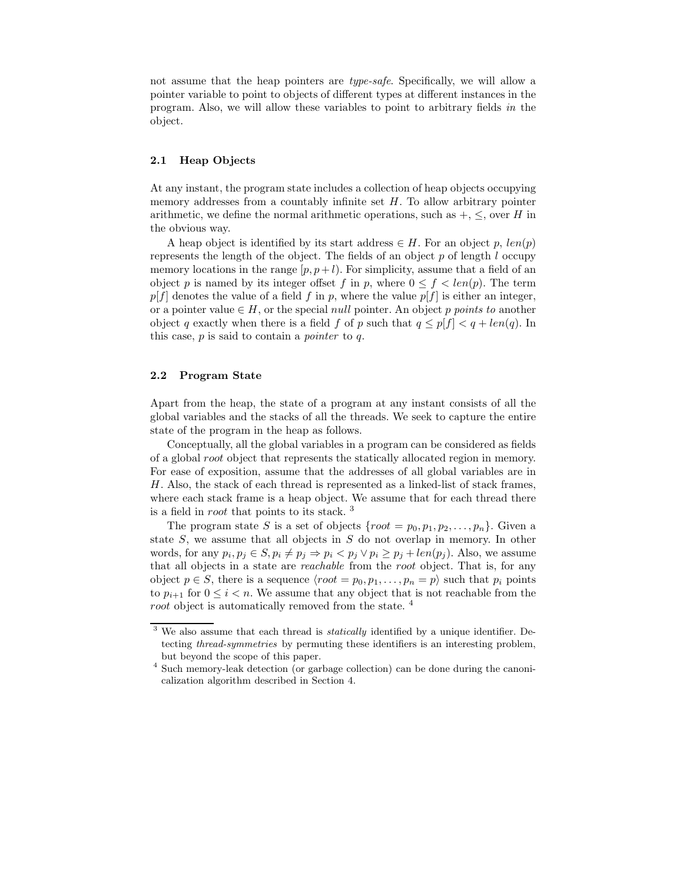not assume that the heap pointers are *type-safe*. Specifically, we will allow a pointer variable to point to objects of different types at different instances in the program. Also, we will allow these variables to point to arbitrary fields *in* the object.

### 2.1 Heap Objects

At any instant, the program state includes a collection of heap objects occupying memory addresses from a countably infinite set $H$. To allow arbitrary pointer arithmetic, we define the normal arithmetic operations, such as $+$, $\leq$, over $H$ in the obvious way.

A heap object is identified by its start address $\in H$. For an object $p$, $len(p)$ represents the length of the object. The fields of an object $p$ of length $l$ occupy memory locations in the range $[p, p+l)$. For simplicity, assume that a field of an object $p$ is named by its integer offset $f$ in $p$, where $0 \leq f < len(p)$. The term $p[f]$ denotes the value of a field $f$ in $p$, where the value $p[f]$ is either an integer, or a pointer value $\in H$, or the special *null* pointer. An object $p$ *points to* another object $q$ exactly when there is a field $f$ of $p$ such that $q \leq p[f] < q + len(q)$. In this case, $p$ is said to contain a *pointer* to $q$.

### 2.2 Program State

Apart from the heap, the state of a program at any instant consists of all the global variables and the stacks of all the threads. We seek to capture the entire state of the program in the heap as follows.

Conceptually, all the global variables in a program can be considered as fields of a global *root* object that represents the statically allocated region in memory. For ease of exposition, assume that the addresses of all global variables are in $H$. Also, the stack of each thread is represented as a linked-list of stack frames, where each stack frame is a heap object. We assume that for each thread there is a field in *root* that points to its stack. [3]

The program state $S$ is a set of objects $\{root = p_0, p_1, p_2, \ldots, p_n\}$. Given a state $S$, we assume that all objects in $S$ do not overlap in memory. In other words, for any $p_i, p_j \in S, p_i \neq p_j \Rightarrow p_i < p_j \vee p_i \geq p_j + len(p_j)$. Also, we assume that all objects in a state are *reachable* from the *root* object. That is, for any object $p \in S$, there is a sequence $\langle root = p_0, p_1, \ldots, p_n = p\rangle$ such that $p_i$ points to $p_{i+1}$ for $0 \leq i < n$. We assume that any object that is not reachable from the *root* object is automatically removed from the state. [4]

---

[3] We also assume that each thread is *statically* identified by a unique identifier. Detecting *thread-symmetries* by permuting these identifiers is an interesting problem, but beyond the scope of this paper.

[4] Such memory-leak detection (or garbage collection) can be done during the canonicalization algorithm described in Section 4.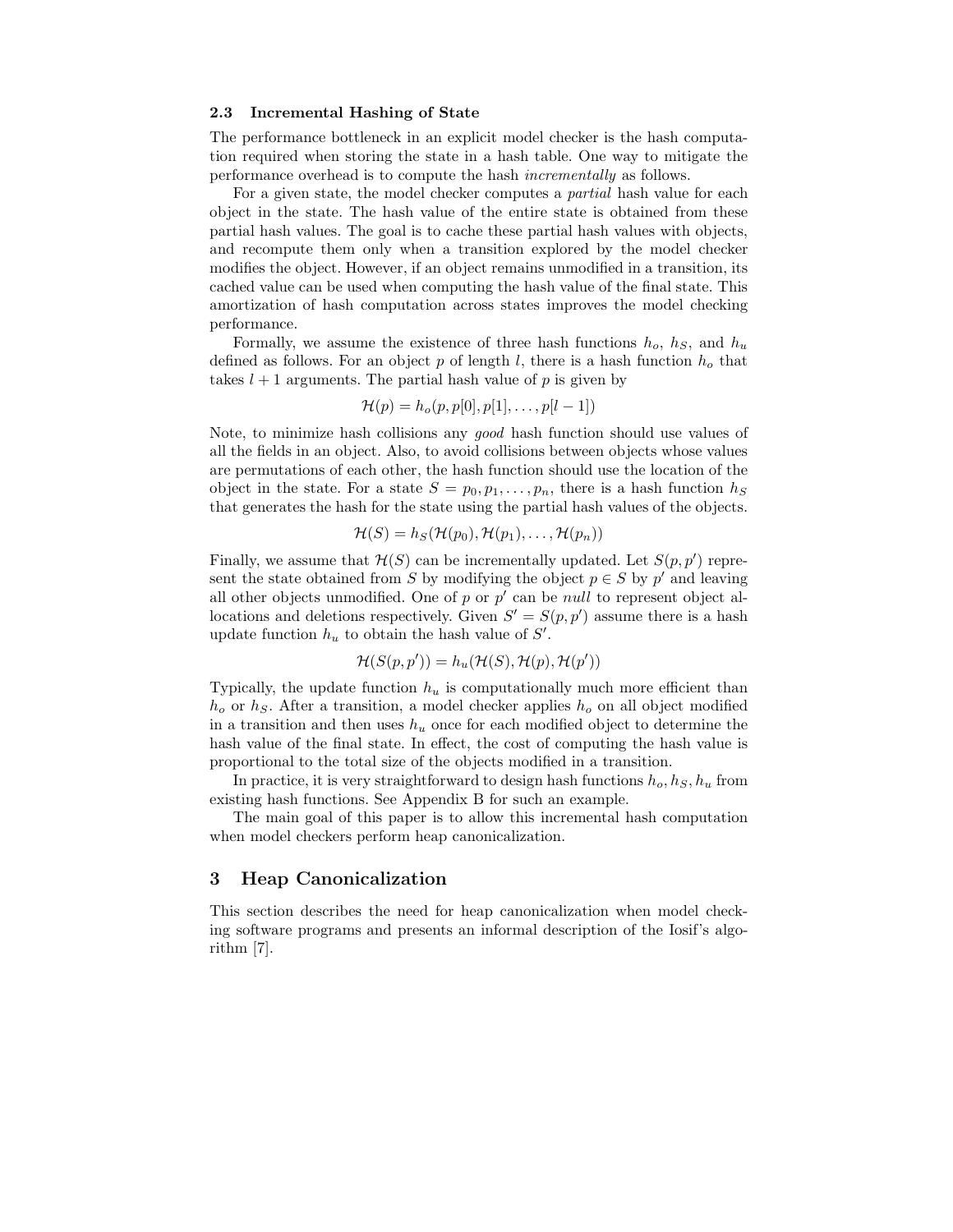### 2.3 Incremental Hashing of State

The performance bottleneck in an explicit model checker is the hash computation required when storing the state in a hash table. One way to mitigate the performance overhead is to compute the hash *incrementally* as follows.

For a given state, the model checker computes a *partial* hash value for each object in the state. The hash value of the entire state is obtained from these partial hash values. The goal is to cache these partial hash values with objects, and recompute them only when a transition explored by the model checker modifies the object. However, if an object remains unmodified in a transition, its cached value can be used when computing the hash value of the final state. This amortization of hash computation across states improves the model checking performance.

Formally, we assume the existence of three hash functions $h_o$, $h_S$, and $h_u$ defined as follows. For an object $p$ of length $l$, there is a hash function $h_o$ that takes $l+1$ arguments. The partial hash value of $p$ is given by

$$\mathcal{H}(p) = h_o(p, p[0], p[1], \ldots, p[l-1])$$

Note, to minimize hash collisions any *good* hash function should use values of all the fields in an object. Also, to avoid collisions between objects whose values are permutations of each other, the hash function should use the location of the object in the state. For a state $S = p_0, p_1, \ldots, p_n$, there is a hash function $h_S$ that generates the hash for the state using the partial hash values of the objects.

$$\mathcal{H}(S) = h_S(\mathcal{H}(p_0), \mathcal{H}(p_1), \ldots, \mathcal{H}(p_n))$$

Finally, we assume that $\mathcal{H}(S)$ can be incrementally updated. Let $S(p, p')$ represent the state obtained from $S$ by modifying the object $p \in S$ by $p'$ and leaving all other objects unmodified. One of $p$ or $p'$ can be *null* to represent object allocations and deletions respectively. Given $S' = S(p, p')$ assume there is a hash update function $h_u$ to obtain the hash value of $S'$.

$$\mathcal{H}(S(p, p')) = h_u(\mathcal{H}(S), \mathcal{H}(p), \mathcal{H}(p'))$$

Typically, the update function $h_u$ is computationally much more efficient than $h_o$ or $h_S$. After a transition, a model checker applies $h_o$ on all object modified in a transition and then uses $h_u$ once for each modified object to determine the hash value of the final state. In effect, the cost of computing the hash value is proportional to the total size of the objects modified in a transition.

In practice, it is very straightforward to design hash functions $h_o, h_S, h_u$ from existing hash functions. See Appendix B for such an example.

The main goal of this paper is to allow this incremental hash computation when model checkers perform heap canonicalization.

## 3 Heap Canonicalization

This section describes the need for heap canonicalization when model checking software programs and presents an informal description of the Iosif's algorithm [7].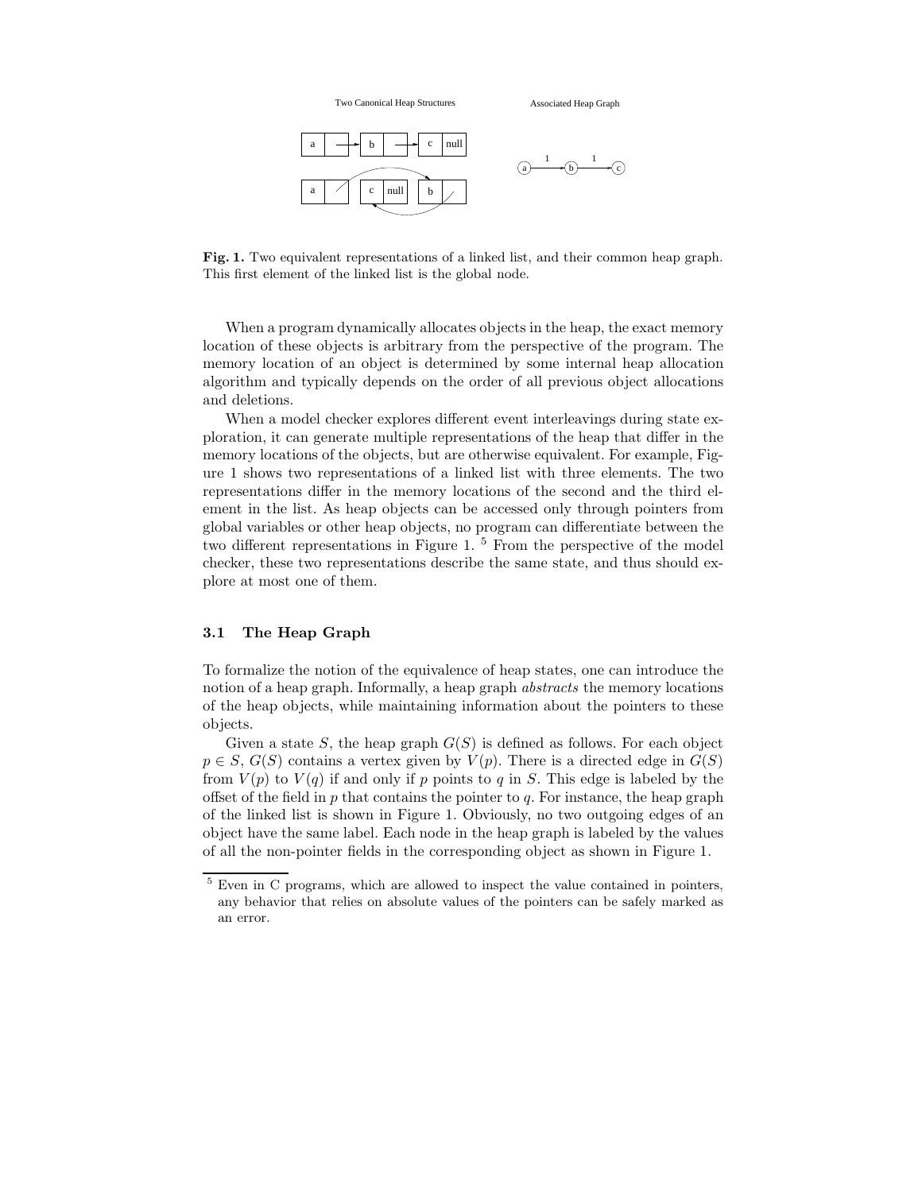Two Canonical Heap Structures

Associated Heap Graph

a b c null

a c null b

a 1 b 1 c

**Fig. 1.** Two equivalent representations of a linked list, and their common heap graph. This first element of the linked list is the global node.

When a program dynamically allocates objects in the heap, the exact memory location of these objects is arbitrary from the perspective of the program. The memory location of an object is determined by some internal heap allocation algorithm and typically depends on the order of all previous object allocations and deletions.

When a model checker explores different event interleavings during state exploration, it can generate multiple representations of the heap that differ in the memory locations of the objects, but are otherwise equivalent. For example, Figure 1 shows two representations of a linked list with three elements. The two representations differ in the memory locations of the second and the third element in the list. As heap objects can be accessed only through pointers from global variables or other heap objects, no program can differentiate between the two different representations in Figure 1. [5] From the perspective of the model checker, these two representations describe the same state, and thus should explore at most one of them.

### 3.1 The Heap Graph

To formalize the notion of the equivalence of heap states, one can introduce the notion of a heap graph. Informally, a heap graph *abstracts* the memory locations of the heap objects, while maintaining information about the pointers to these objects.

Given a state $S$, the heap graph $G(S)$ is defined as follows. For each object $p \in S$, $G(S)$ contains a vertex given by $V(p)$. There is a directed edge in $G(S)$ from $V(p)$ to $V(q)$ if and only if $p$ points to $q$ in $S$. This edge is labeled by the offset of the field in $p$ that contains the pointer to $q$. For instance, the heap graph of the linked list is shown in Figure 1. Obviously, no two outgoing edges of an object have the same label. Each node in the heap graph is labeled by the values of all the non-pointer fields in the corresponding object as shown in Figure 1.

[5] Even in C programs, which are allowed to inspect the value contained in pointers, any behavior that relies on absolute values of the pointers can be safely marked as an error.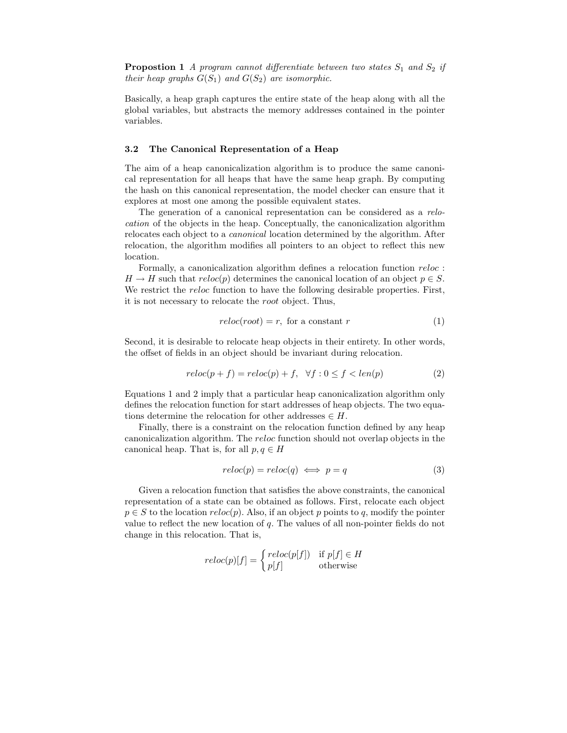**Propostion 1** *A program cannot differentiate between two states $S_1$ and $S_2$ if their heap graphs $G(S_1)$ and $G(S_2)$ are isomorphic.*

Basically, a heap graph captures the entire state of the heap along with all the global variables, but abstracts the memory addresses contained in the pointer variables.

### 3.2 The Canonical Representation of a Heap

The aim of a heap canonicalization algorithm is to produce the same canonical representation for all heaps that have the same heap graph. By computing the hash on this canonical representation, the model checker can ensure that it explores at most one among the possible equivalent states.

The generation of a canonical representation can be considered as a *relocation* of the objects in the heap. Conceptually, the canonicalization algorithm relocates each object to a *canonical* location determined by the algorithm. After relocation, the algorithm modifies all pointers to an object to reflect this new location.

Formally, a canonicalization algorithm defines a relocation function $reloc : H \rightarrow H$ such that $reloc(p)$ determines the canonical location of an object $p \in S$. We restrict the *reloc* function to have the following desirable properties. First, it is not necessary to relocate the *root* object. Thus,

$$reloc(root) = r, \text{ for a constant } r \tag{1}$$

Second, it is desirable to relocate heap objects in their entirety. In other words, the offset of fields in an object should be invariant during relocation.

$$reloc(p + f) = reloc(p) + f, \quad \forall f : 0 \leq f < len(p) \tag{2}$$

Equations 1 and 2 imply that a particular heap canonicalization algorithm only defines the relocation function for start addresses of heap objects. The two equations determine the relocation for other addresses $\in H$.

Finally, there is a constraint on the relocation function defined by any heap canonicalization algorithm. The *reloc* function should not overlap objects in the canonical heap. That is, for all $p, q \in H$

$$reloc(p) = reloc(q) \iff p = q \tag{3}$$

Given a relocation function that satisfies the above constraints, the canonical representation of a state can be obtained as follows. First, relocate each object $p \in S$ to the location $reloc(p)$. Also, if an object $p$ points to $q$, modify the pointer value to reflect the new location of $q$. The values of all non-pointer fields do not change in this relocation. That is,

$$reloc(p)[f] = \begin{cases} reloc(p[f]) & \text{if } p[f] \in H \\ p[f] & \text{otherwise} \end{cases}$$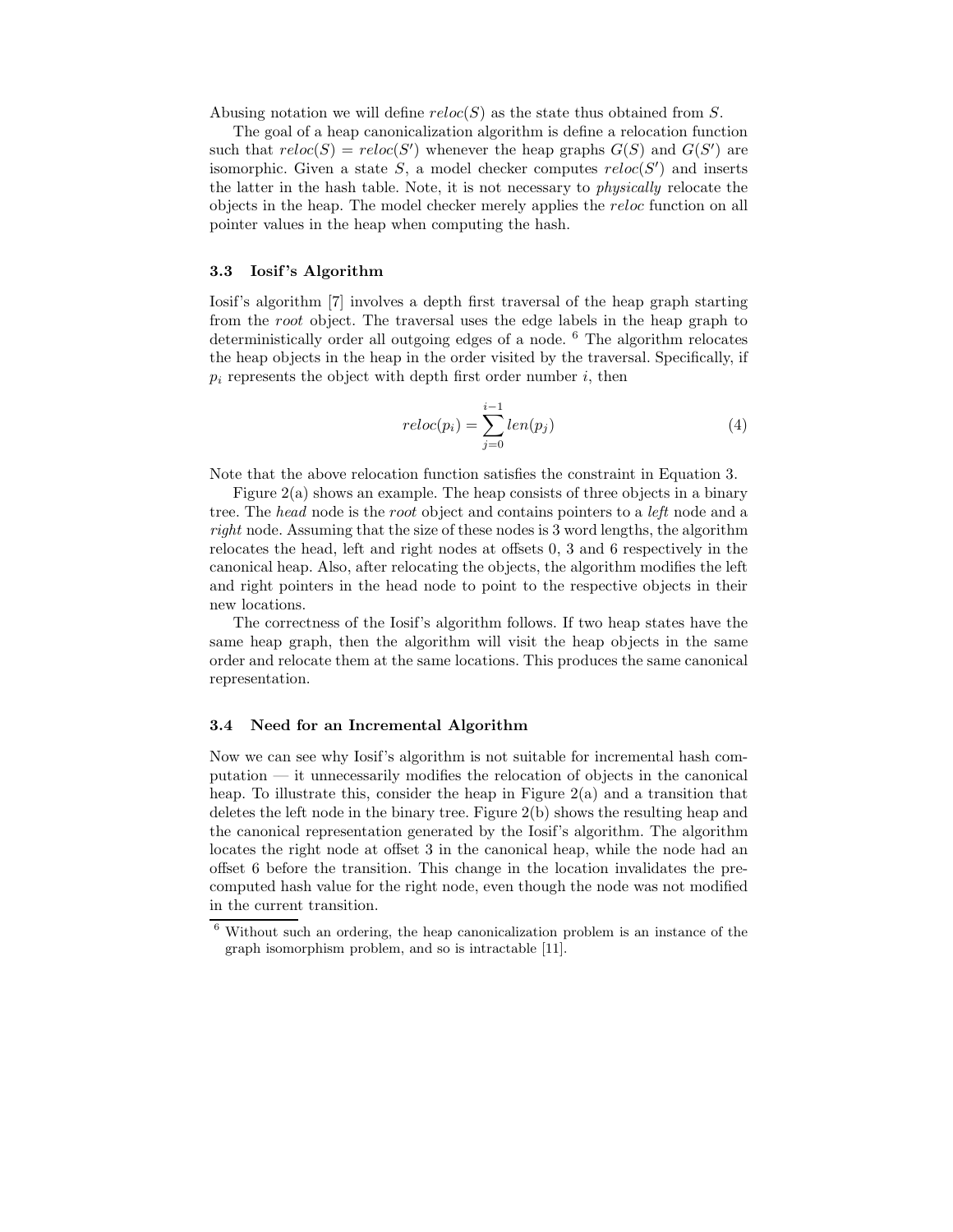Abusing notation we will define $reloc(S)$ as the state thus obtained from $S$.

The goal of a heap canonicalization algorithm is define a relocation function such that $reloc(S) = reloc(S')$ whenever the heap graphs $G(S)$ and $G(S')$ are isomorphic. Given a state $S$, a model checker computes $reloc(S')$ and inserts the latter in the hash table. Note, it is not necessary to *physically* relocate the objects in the heap. The model checker merely applies the *reloc* function on all pointer values in the heap when computing the hash.

### 3.3 Iosif's Algorithm

Iosif's algorithm [7] involves a depth first traversal of the heap graph starting from the *root* object. The traversal uses the edge labels in the heap graph to deterministically order all outgoing edges of a node. [6] The algorithm relocates the heap objects in the heap in the order visited by the traversal. Specifically, if $p_i$ represents the object with depth first order number $i$, then

$$reloc(p_i) = \sum_{j=0}^{i-1} len(p_j) \tag{4}$$

Note that the above relocation function satisfies the constraint in Equation 3.

Figure 2(a) shows an example. The heap consists of three objects in a binary tree. The *head* node is the *root* object and contains pointers to a *left* node and a *right* node. Assuming that the size of these nodes is 3 word lengths, the algorithm relocates the head, left and right nodes at offsets 0, 3 and 6 respectively in the canonical heap. Also, after relocating the objects, the algorithm modifies the left and right pointers in the head node to point to the respective objects in their new locations.

The correctness of the Iosif's algorithm follows. If two heap states have the same heap graph, then the algorithm will visit the heap objects in the same order and relocate them at the same locations. This produces the same canonical representation.

### 3.4 Need for an Incremental Algorithm

Now we can see why Iosif's algorithm is not suitable for incremental hash computation — it unnecessarily modifies the relocation of objects in the canonical heap. To illustrate this, consider the heap in Figure 2(a) and a transition that deletes the left node in the binary tree. Figure 2(b) shows the resulting heap and the canonical representation generated by the Iosif's algorithm. The algorithm locates the right node at offset 3 in the canonical heap, while the node had an offset 6 before the transition. This change in the location invalidates the precomputed hash value for the right node, even though the node was not modified in the current transition.

[6] Without such an ordering, the heap canonicalization problem is an instance of the graph isomorphism problem, and so is intractable [11].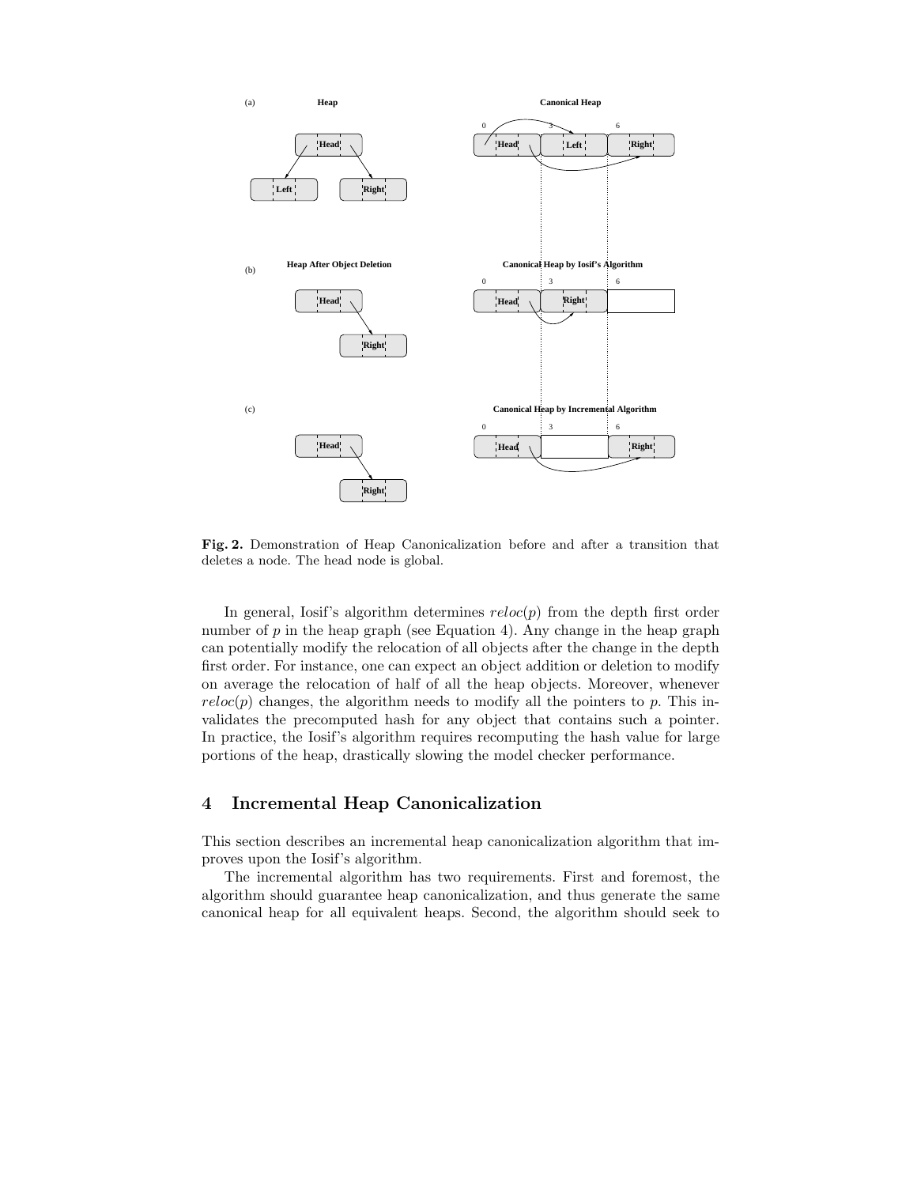**Fig. 2.** Demonstration of Heap Canonicalization before and after a transition that deletes a node. The head node is global.

In general, Iosif's algorithm determines $reloc(p)$ from the depth first order number of $p$ in the heap graph (see Equation 4). Any change in the heap graph can potentially modify the relocation of all objects after the change in the depth first order. For instance, one can expect an object addition or deletion to modify on average the relocation of half of all the heap objects. Moreover, whenever $reloc(p)$ changes, the algorithm needs to modify all the pointers to $p$. This invalidates the precomputed hash for any object that contains such a pointer. In practice, the Iosif's algorithm requires recomputing the hash value for large portions of the heap, drastically slowing the model checker performance.

## 4 Incremental Heap Canonicalization

This section describes an incremental heap canonicalization algorithm that improves upon the Iosif's algorithm.

The incremental algorithm has two requirements. First and foremost, the algorithm should guarantee heap canonicalization, and thus generate the same canonical heap for all equivalent heaps. Second, the algorithm should seek to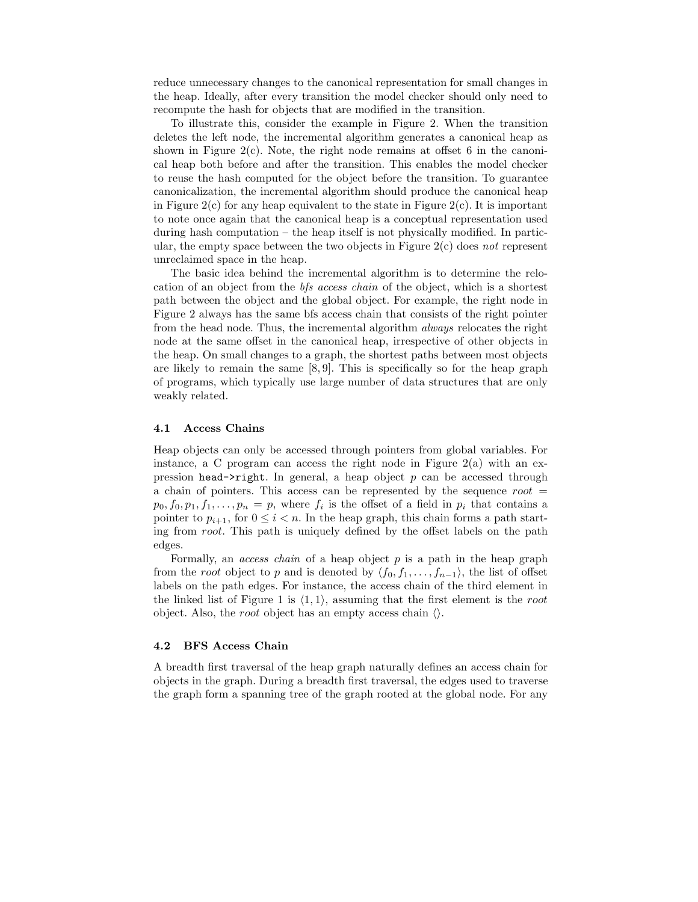reduce unnecessary changes to the canonical representation for small changes in the heap. Ideally, after every transition the model checker should only need to recompute the hash for objects that are modified in the transition.

To illustrate this, consider the example in Figure 2. When the transition deletes the left node, the incremental algorithm generates a canonical heap as shown in Figure 2(c). Note, the right node remains at offset 6 in the canonical heap both before and after the transition. This enables the model checker to reuse the hash computed for the object before the transition. To guarantee canonicalization, the incremental algorithm should produce the canonical heap in Figure 2(c) for any heap equivalent to the state in Figure 2(c). It is important to note once again that the canonical heap is a conceptual representation used during hash computation – the heap itself is not physically modified. In particular, the empty space between the two objects in Figure 2(c) does *not* represent unreclaimed space in the heap.

The basic idea behind the incremental algorithm is to determine the relocation of an object from the *bfs access chain* of the object, which is a shortest path between the object and the global object. For example, the right node in Figure 2 always has the same bfs access chain that consists of the right pointer from the head node. Thus, the incremental algorithm *always* relocates the right node at the same offset in the canonical heap, irrespective of other objects in the heap. On small changes to a graph, the shortest paths between most objects are likely to remain the same [8, 9]. This is specifically so for the heap graph of programs, which typically use large number of data structures that are only weakly related.

### 4.1 Access Chains

Heap objects can only be accessed through pointers from global variables. For instance, a C program can access the right node in Figure 2(a) with an expression `head->right`. In general, a heap object $p$ can be accessed through a chain of pointers. This access can be represented by the sequence $root = p_0, f_0, p_1, f_1, \ldots, p_n = p$, where $f_i$ is the offset of a field in $p_i$ that contains a pointer to $p_{i+1}$, for $0 \leq i < n$. In the heap graph, this chain forms a path starting from *root*. This path is uniquely defined by the offset labels on the path edges.

Formally, an *access chain* of a heap object $p$ is a path in the heap graph from the *root* object to $p$ and is denoted by $\langle f_0, f_1, \ldots, f_{n-1} \rangle$, the list of offset labels on the path edges. For instance, the access chain of the third element in the linked list of Figure 1 is $\langle 1, 1 \rangle$, assuming that the first element is the *root* object. Also, the *root* object has an empty access chain $\langle \rangle$.

### 4.2 BFS Access Chain

A breadth first traversal of the heap graph naturally defines an access chain for objects in the graph. During a breadth first traversal, the edges used to traverse the graph form a spanning tree of the graph rooted at the global node. For any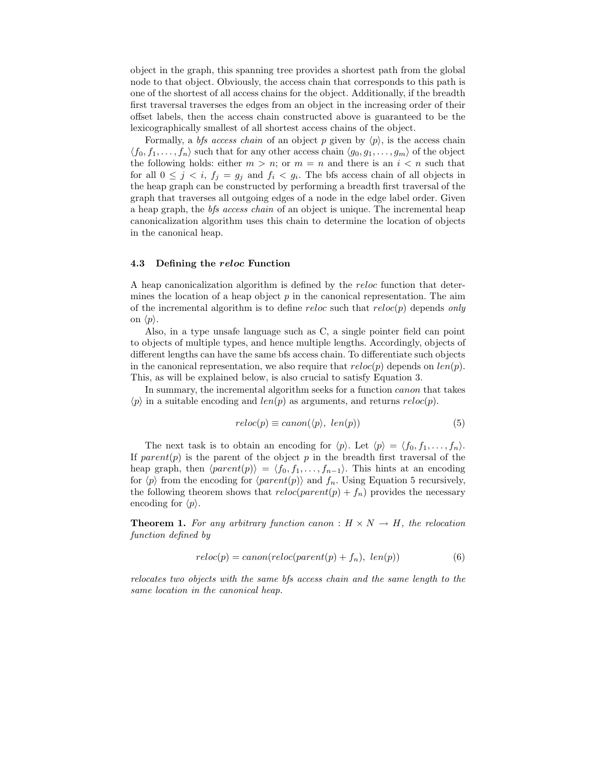object in the graph, this spanning tree provides a shortest path from the global node to that object. Obviously, the access chain that corresponds to this path is one of the shortest of all access chains for the object. Additionally, if the breadth first traversal traverses the edges from an object in the increasing order of their offset labels, then the access chain constructed above is guaranteed to be the lexicographically smallest of all shortest access chains of the object.

Formally, a *bfs access chain* of an object $p$ given by $\langle p \rangle$, is the access chain $\langle f_0, f_1, \ldots, f_n \rangle$ such that for any other access chain $\langle g_0, g_1, \ldots, g_m \rangle$ of the object the following holds: either $m > n$; or $m = n$ and there is an $i < n$ such that for all $0 \leq j < i$, $f_j = g_j$ and $f_i < g_i$. The bfs access chain of all objects in the heap graph can be constructed by performing a breadth first traversal of the graph that traverses all outgoing edges of a node in the edge label order. Given a heap graph, the *bfs access chain* of an object is unique. The incremental heap canonicalization algorithm uses this chain to determine the location of objects in the canonical heap.

### 4.3 Defining the *reloc* Function

A heap canonicalization algorithm is defined by the *reloc* function that determines the location of a heap object $p$ in the canonical representation. The aim of the incremental algorithm is to define *reloc* such that $reloc(p)$ depends *only* on $\langle p \rangle$.

Also, in a type unsafe language such as C, a single pointer field can point to objects of multiple types, and hence multiple lengths. Accordingly, objects of different lengths can have the same bfs access chain. To differentiate such objects in the canonical representation, we also require that $reloc(p)$ depends on $len(p)$. This, as will be explained below, is also crucial to satisfy Equation 3.

In summary, the incremental algorithm seeks for a function *canon* that takes $\langle p \rangle$ in a suitable encoding and $len(p)$ as arguments, and returns $reloc(p)$.

$$reloc(p) \equiv canon(\langle p \rangle,\ len(p)) \tag{5}$$

The next task is to obtain an encoding for $\langle p \rangle$. Let $\langle p \rangle = \langle f_0, f_1, \ldots, f_n \rangle$. If $parent(p)$ is the parent of the object $p$ in the breadth first traversal of the heap graph, then $\langle parent(p) \rangle = \langle f_0, f_1, \ldots, f_{n-1} \rangle$. This hints at an encoding for $\langle p \rangle$ from the encoding for $\langle parent(p) \rangle$ and $f_n$. Using Equation 5 recursively, the following theorem shows that $reloc(parent(p) + f_n)$ provides the necessary encoding for $\langle p \rangle$.

**Theorem 1.** *For any arbitrary function* $canon : H \times N \rightarrow H$*, the relocation function defined by*

$$reloc(p) = canon(reloc(parent(p) + f_n),\ len(p)) \tag{6}$$

*relocates two objects with the same bfs access chain and the same length to the same location in the canonical heap.*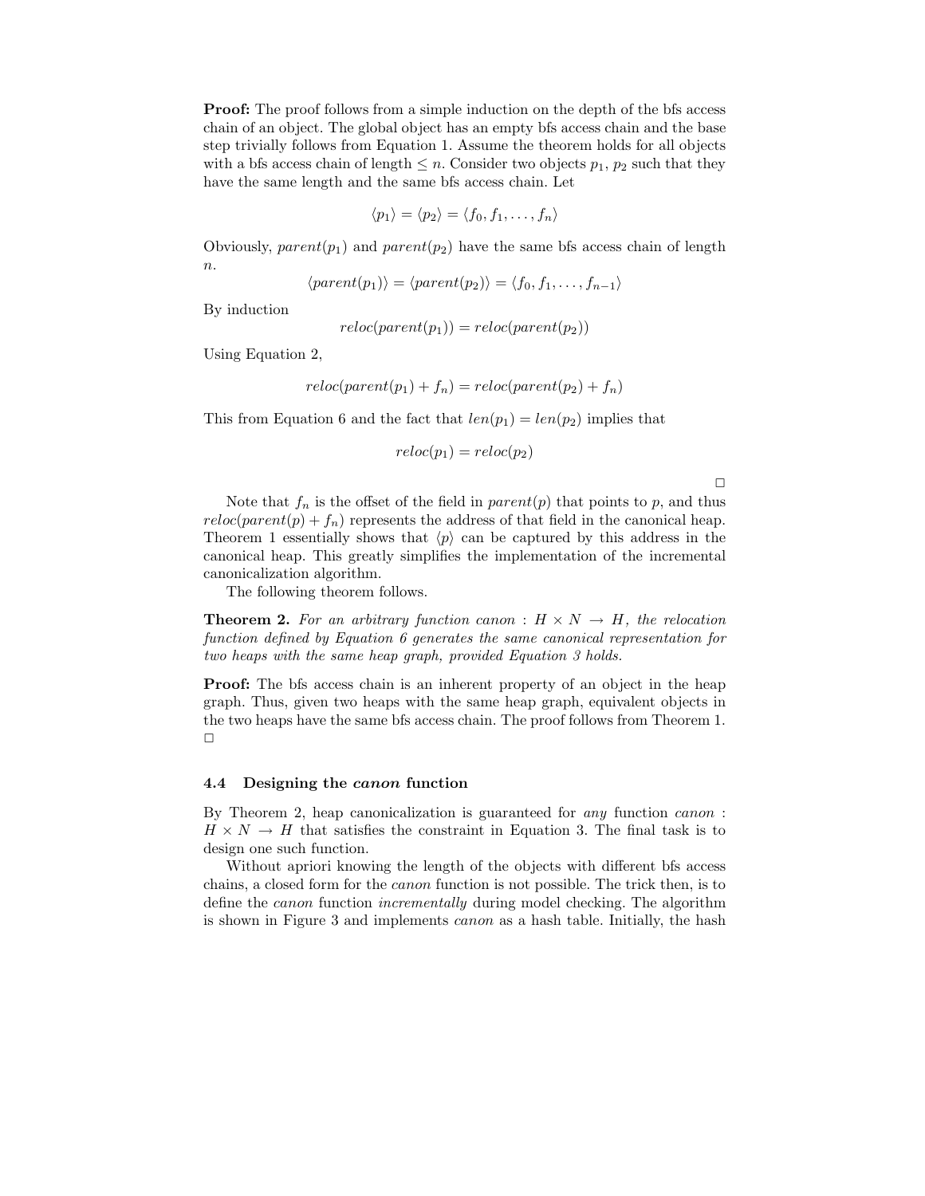**Proof:** The proof follows from a simple induction on the depth of the bfs access chain of an object. The global object has an empty bfs access chain and the base step trivially follows from Equation 1. Assume the theorem holds for all objects with a bfs access chain of length $\leq n$. Consider two objects $p_1$, $p_2$ such that they have the same length and the same bfs access chain. Let

$$\langle p_1 \rangle = \langle p_2 \rangle = \langle f_0, f_1, \ldots, f_n \rangle$$

Obviously, $parent(p_1)$ and $parent(p_2)$ have the same bfs access chain of length $n$.

$$\langle parent(p_1) \rangle = \langle parent(p_2) \rangle = \langle f_0, f_1, \ldots, f_{n-1} \rangle$$

By induction

$$reloc(parent(p_1)) = reloc(parent(p_2))$$

Using Equation 2,

$$reloc(parent(p_1) + f_n) = reloc(parent(p_2) + f_n)$$

This from Equation 6 and the fact that $len(p_1) = len(p_2)$ implies that

$$reloc(p_1) = reloc(p_2)$$

□

Note that $f_n$ is the offset of the field in $parent(p)$ that points to $p$, and thus $reloc(parent(p) + f_n)$ represents the address of that field in the canonical heap. Theorem 1 essentially shows that $\langle p \rangle$ can be captured by this address in the canonical heap. This greatly simplifies the implementation of the incremental canonicalization algorithm.

The following theorem follows.

**Theorem 2.** *For an arbitrary function $canon : H \times N \rightarrow H$, the relocation function defined by Equation 6 generates the same canonical representation for two heaps with the same heap graph, provided Equation 3 holds.*

**Proof:** The bfs access chain is an inherent property of an object in the heap graph. Thus, given two heaps with the same heap graph, equivalent objects in the two heaps have the same bfs access chain. The proof follows from Theorem 1. □

### 4.4 Designing the *canon* function

By Theorem 2, heap canonicalization is guaranteed for *any* function $canon : H \times N \rightarrow H$ that satisfies the constraint in Equation 3. The final task is to design one such function.

Without apriori knowing the length of the objects with different bfs access chains, a closed form for the *canon* function is not possible. The trick then, is to define the *canon* function *incrementally* during model checking. The algorithm is shown in Figure 3 and implements *canon* as a hash table. Initially, the hash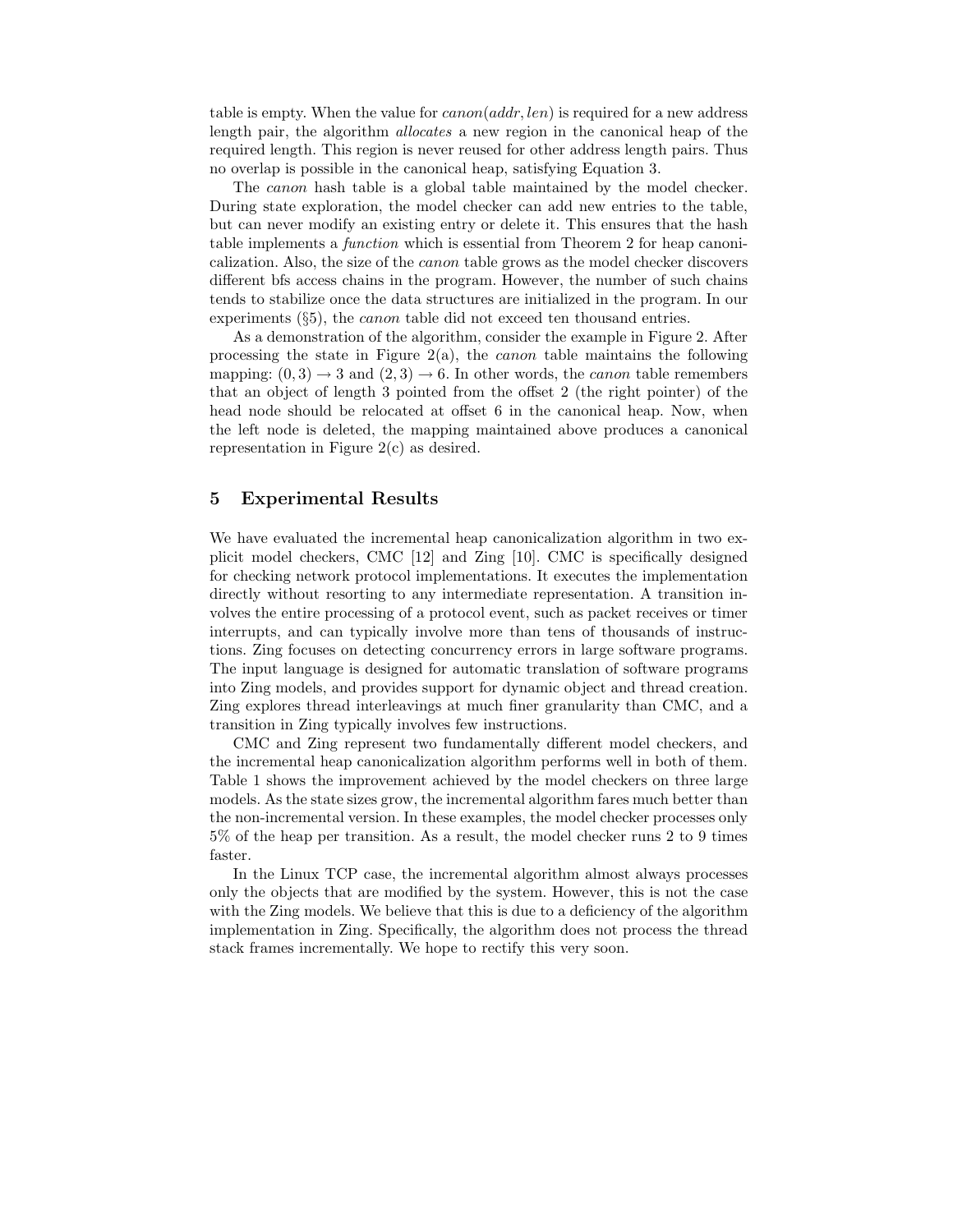table is empty. When the value for $canon(addr, len)$ is required for a new address length pair, the algorithm *allocates* a new region in the canonical heap of the required length. This region is never reused for other address length pairs. Thus no overlap is possible in the canonical heap, satisfying Equation 3.

The *canon* hash table is a global table maintained by the model checker. During state exploration, the model checker can add new entries to the table, but can never modify an existing entry or delete it. This ensures that the hash table implements a *function* which is essential from Theorem 2 for heap canonicalization. Also, the size of the *canon* table grows as the model checker discovers different bfs access chains in the program. However, the number of such chains tends to stabilize once the data structures are initialized in the program. In our experiments (§5), the *canon* table did not exceed ten thousand entries.

As a demonstration of the algorithm, consider the example in Figure 2. After processing the state in Figure 2(a), the *canon* table maintains the following mapping: $(0, 3) \rightarrow 3$ and $(2, 3) \rightarrow 6$. In other words, the *canon* table remembers that an object of length 3 pointed from the offset 2 (the right pointer) of the head node should be relocated at offset 6 in the canonical heap. Now, when the left node is deleted, the mapping maintained above produces a canonical representation in Figure 2(c) as desired.

## 5 Experimental Results

We have evaluated the incremental heap canonicalization algorithm in two explicit model checkers, CMC [12] and Zing [10]. CMC is specifically designed for checking network protocol implementations. It executes the implementation directly without resorting to any intermediate representation. A transition involves the entire processing of a protocol event, such as packet receives or timer interrupts, and can typically involve more than tens of thousands of instructions. Zing focuses on detecting concurrency errors in large software programs. The input language is designed for automatic translation of software programs into Zing models, and provides support for dynamic object and thread creation. Zing explores thread interleavings at much finer granularity than CMC, and a transition in Zing typically involves few instructions.

CMC and Zing represent two fundamentally different model checkers, and the incremental heap canonicalization algorithm performs well in both of them. Table 1 shows the improvement achieved by the model checkers on three large models. As the state sizes grow, the incremental algorithm fares much better than the non-incremental version. In these examples, the model checker processes only 5% of the heap per transition. As a result, the model checker runs 2 to 9 times faster.

In the Linux TCP case, the incremental algorithm almost always processes only the objects that are modified by the system. However, this is not the case with the Zing models. We believe that this is due to a deficiency of the algorithm implementation in Zing. Specifically, the algorithm does not process the thread stack frames incrementally. We hope to rectify this very soon.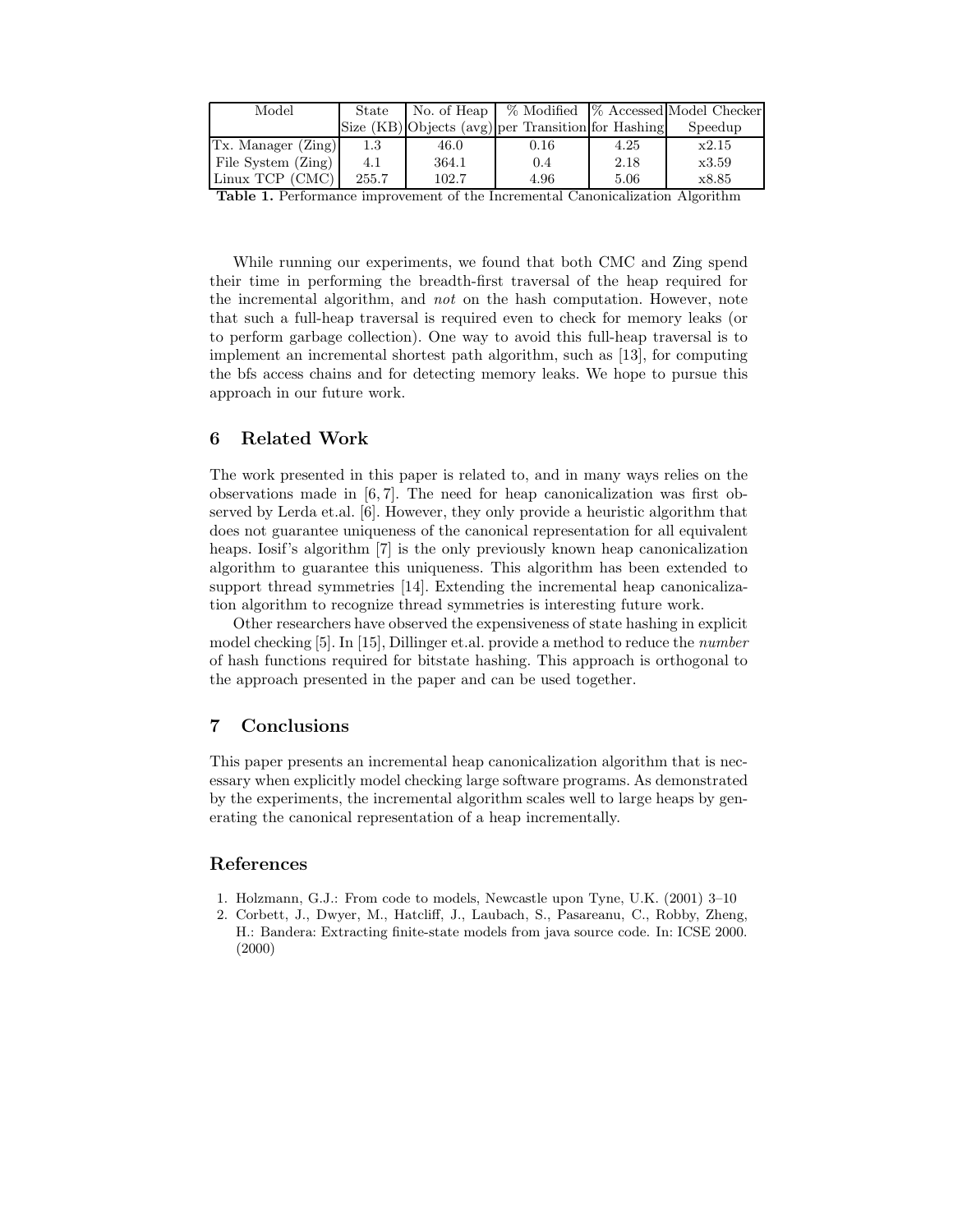| Model | State Size (KB) | No. of Heap Objects (avg) | % Modified per Transition | % Accessed for Hashing | Model Checker Speedup |
|---|---|---|---|---|---|
| Tx. Manager (Zing) | 1.3 | 46.0 | 0.16 | 4.25 | x2.15 |
| File System (Zing) | 4.1 | 364.1 | 0.4 | 2.18 | x3.59 |
| Linux TCP (CMC) | 255.7 | 102.7 | 4.96 | 5.06 | x8.85 |

**Table 1.** Performance improvement of the Incremental Canonicalization Algorithm

While running our experiments, we found that both CMC and Zing spend their time in performing the breadth-first traversal of the heap required for the incremental algorithm, and *not* on the hash computation. However, note that such a full-heap traversal is required even to check for memory leaks (or to perform garbage collection). One way to avoid this full-heap traversal is to implement an incremental shortest path algorithm, such as [13], for computing the bfs access chains and for detecting memory leaks. We hope to pursue this approach in our future work.

## 6 Related Work

The work presented in this paper is related to, and in many ways relies on the observations made in [6, 7]. The need for heap canonicalization was first observed by Lerda et.al. [6]. However, they only provide a heuristic algorithm that does not guarantee uniqueness of the canonical representation for all equivalent heaps. Iosif's algorithm [7] is the only previously known heap canonicalization algorithm to guarantee this uniqueness. This algorithm has been extended to support thread symmetries [14]. Extending the incremental heap canonicalization algorithm to recognize thread symmetries is interesting future work.

Other researchers have observed the expensiveness of state hashing in explicit model checking [5]. In [15], Dillinger et.al. provide a method to reduce the *number* of hash functions required for bitstate hashing. This approach is orthogonal to the approach presented in the paper and can be used together.

## 7 Conclusions

This paper presents an incremental heap canonicalization algorithm that is necessary when explicitly model checking large software programs. As demonstrated by the experiments, the incremental algorithm scales well to large heaps by generating the canonical representation of a heap incrementally.

## References

1. Holzmann, G.J.: From code to models, Newcastle upon Tyne, U.K. (2001) 3–10
2. Corbett, J., Dwyer, M., Hatcliff, J., Laubach, S., Pasareanu, C., Robby, Zheng, H.: Bandera: Extracting finite-state models from java source code. In: ICSE 2000. (2000)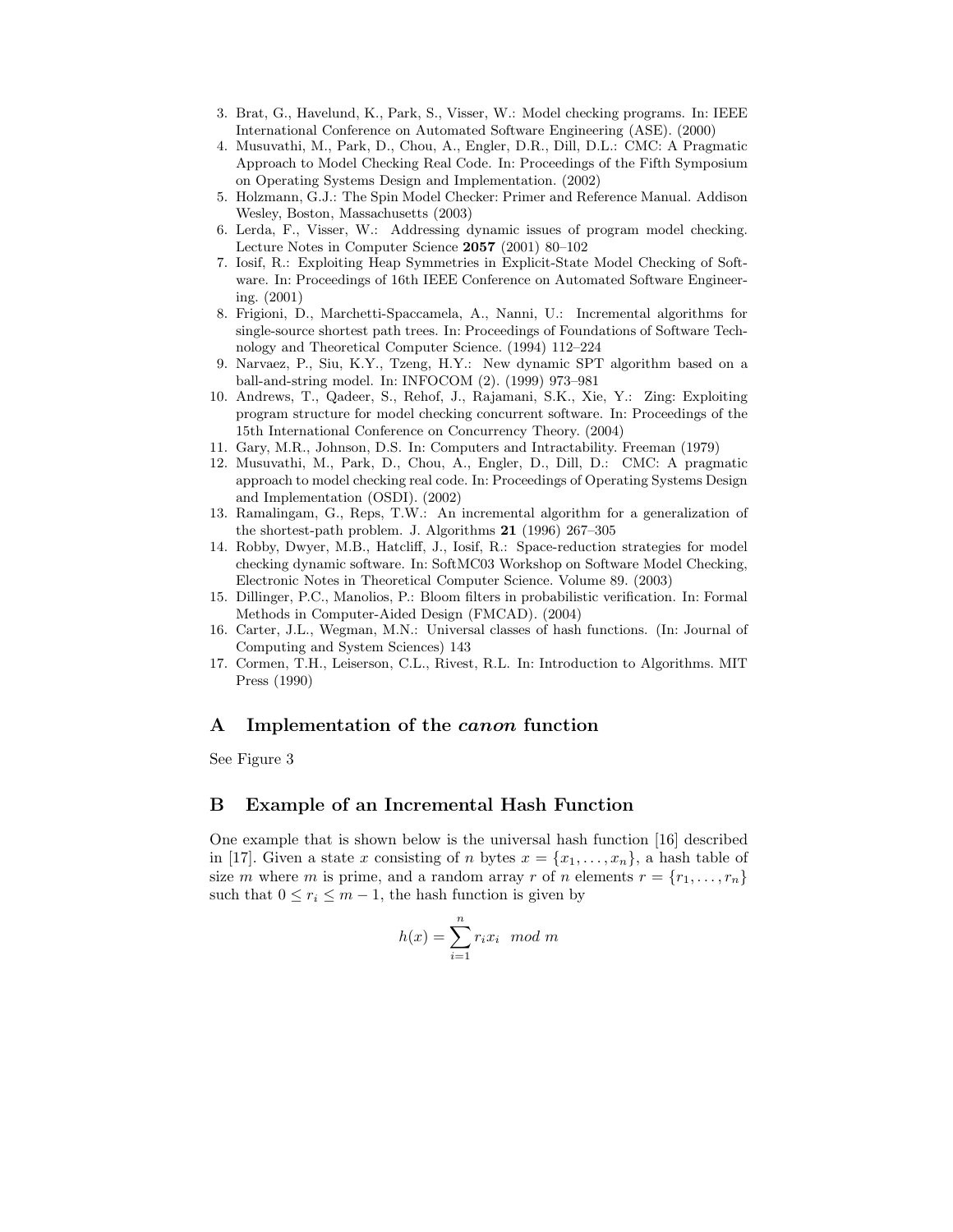3. Brat, G., Havelund, K., Park, S., Visser, W.: Model checking programs. In: IEEE International Conference on Automated Software Engineering (ASE). (2000)
4. Musuvathi, M., Park, D., Chou, A., Engler, D.R., Dill, D.L.: CMC: A Pragmatic Approach to Model Checking Real Code. In: Proceedings of the Fifth Symposium on Operating Systems Design and Implementation. (2002)
5. Holzmann, G.J.: The Spin Model Checker: Primer and Reference Manual. Addison Wesley, Boston, Massachusetts (2003)
6. Lerda, F., Visser, W.: Addressing dynamic issues of program model checking. Lecture Notes in Computer Science **2057** (2001) 80–102
7. Iosif, R.: Exploiting Heap Symmetries in Explicit-State Model Checking of Software. In: Proceedings of 16th IEEE Conference on Automated Software Engineering. (2001)
8. Frigioni, D., Marchetti-Spaccamela, A., Nanni, U.: Incremental algorithms for single-source shortest path trees. In: Proceedings of Foundations of Software Technology and Theoretical Computer Science. (1994) 112–224
9. Narvaez, P., Siu, K.Y., Tzeng, H.Y.: New dynamic SPT algorithm based on a ball-and-string model. In: INFOCOM (2). (1999) 973–981
10. Andrews, T., Qadeer, S., Rehof, J., Rajamani, S.K., Xie, Y.: Zing: Exploiting program structure for model checking concurrent software. In: Proceedings of the 15th International Conference on Concurrency Theory. (2004)
11. Gary, M.R., Johnson, D.S. In: Computers and Intractability. Freeman (1979)
12. Musuvathi, M., Park, D., Chou, A., Engler, D., Dill, D.: CMC: A pragmatic approach to model checking real code. In: Proceedings of Operating Systems Design and Implementation (OSDI). (2002)
13. Ramalingam, G., Reps, T.W.: An incremental algorithm for a generalization of the shortest-path problem. J. Algorithms **21** (1996) 267–305
14. Robby, Dwyer, M.B., Hatcliff, J., Iosif, R.: Space-reduction strategies for model checking dynamic software. In: SoftMC03 Workshop on Software Model Checking, Electronic Notes in Theoretical Computer Science. Volume 89. (2003)
15. Dillinger, P.C., Manolios, P.: Bloom filters in probabilistic verification. In: Formal Methods in Computer-Aided Design (FMCAD). (2004)
16. Carter, J.L., Wegman, M.N.: Universal classes of hash functions. (In: Journal of Computing and System Sciences) 143
17. Cormen, T.H., Leiserson, C.L., Rivest, R.L. In: Introduction to Algorithms. MIT Press (1990)

## A Implementation of the *canon* function

See Figure 3

## B Example of an Incremental Hash Function

One example that is shown below is the universal hash function [16] described in [17]. Given a state $x$ consisting of $n$ bytes $x = \{x_1, \ldots, x_n\}$, a hash table of size $m$ where $m$ is prime, and a random array $r$ of $n$ elements $r = \{r_1, \ldots, r_n\}$ such that $0 \leq r_i \leq m-1$, the hash function is given by

$$h(x) = \sum_{i=1}^{n} r_i x_i \mod m$$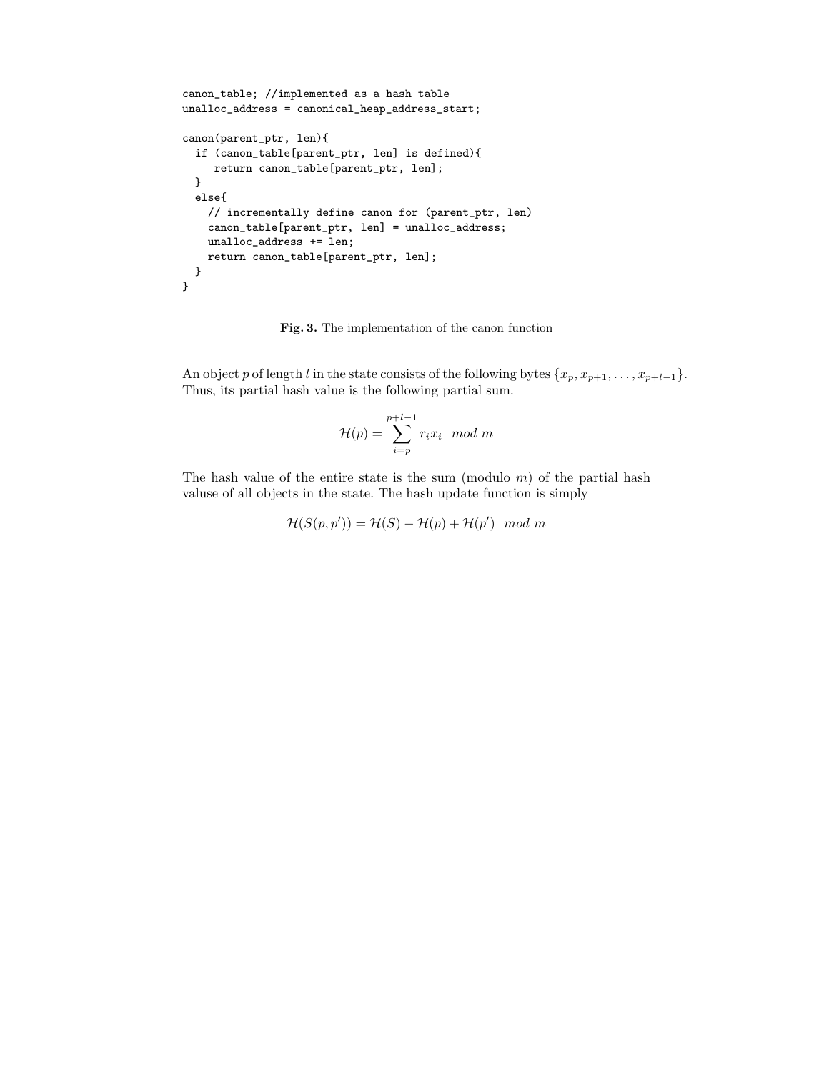```
canon_table; //implemented as a hash table
unalloc_address = canonical_heap_address_start;

canon(parent_ptr, len){
  if (canon_table[parent_ptr, len] is defined){
     return canon_table[parent_ptr, len];
  }
  else{
    // incrementally define canon for (parent_ptr, len)
    canon_table[parent_ptr, len] = unalloc_address;
    unalloc_address += len;
    return canon_table[parent_ptr, len];
  }
}
```

**Fig. 3.** The implementation of the canon function

An object $p$ of length $l$ in the state consists of the following bytes $\{x_p, x_{p+1}, \ldots, x_{p+l-1}\}$. Thus, its partial hash value is the following partial sum.

$$\mathcal{H}(p) = \sum_{i=p}^{p+l-1} r_i x_i \mod m$$

The hash value of the entire state is the sum (modulo $m$) of the partial hash valuse of all objects in the state. The hash update function is simply

$$\mathcal{H}(S(p, p')) = \mathcal{H}(S) - \mathcal{H}(p) + \mathcal{H}(p') \mod m$$